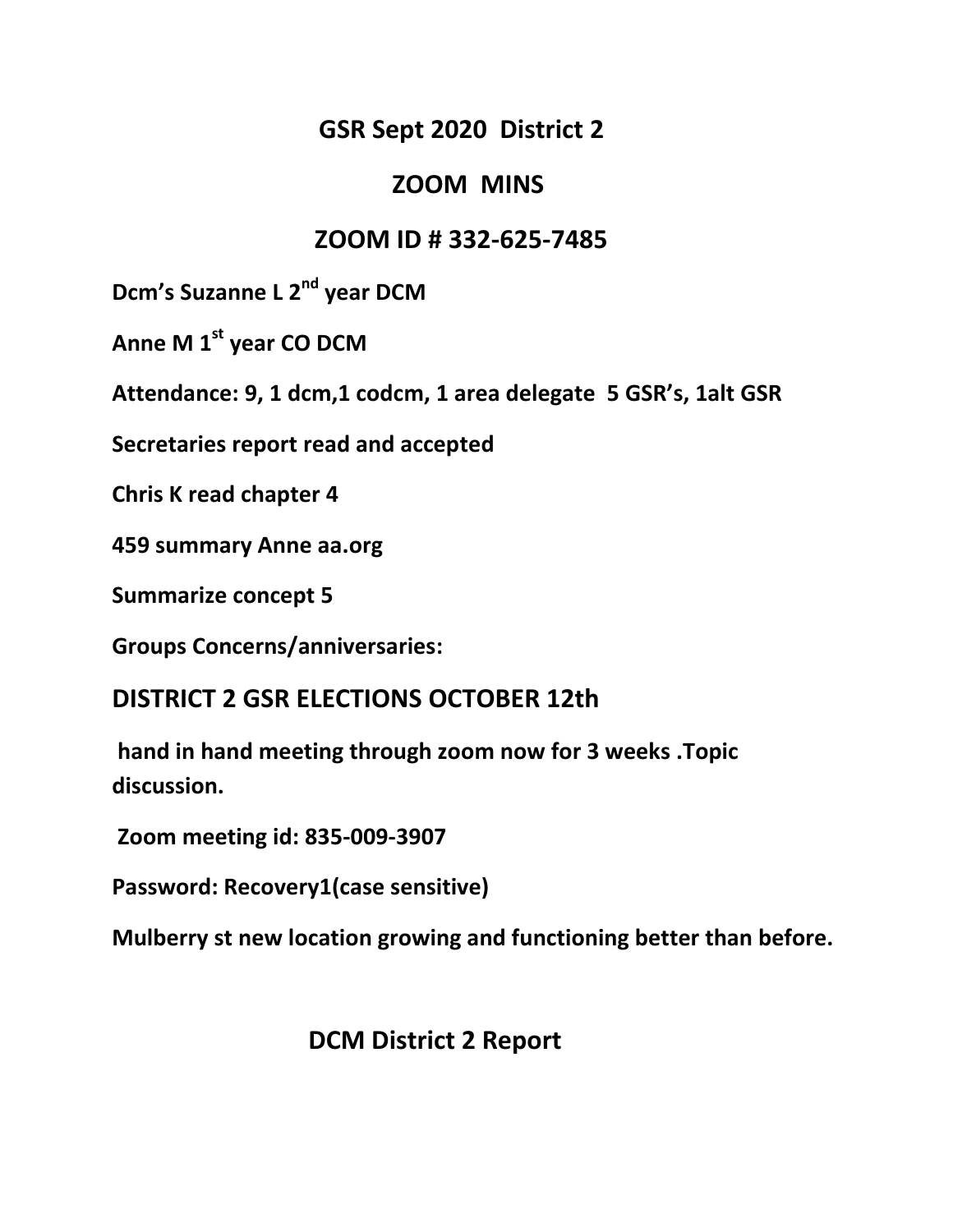## GSR Sept 2020 District 2

## ZOOM MINS

## ZOOM ID # 332-625-7485

**Dcm's Suzanne L 2nd year DCM**

**Anne M 1st year CO DCM**

**Attendance: 9, 1 dcm,1 codcm, 1 area delegate 5 GSR's, 1alt GSR**

**Secretaries report read and accepted**

**Chris K read chapter 4**

**459 summary Anne aa.org**

**Summarize concept 5**

**Groups Concerns/anniversaries:**

### DISTRICT 2 GSR ELECTIONS OCTOBER 12th

**hand in hand meeting through zoom now for 3 weeks .Topic discussion.**

**Zoom meeting id: 835-009-3907**

**Password: Recovery1(case sensitive)**

**Mulberry st new location growing and functioning better than before.**

## DCM District 2 Report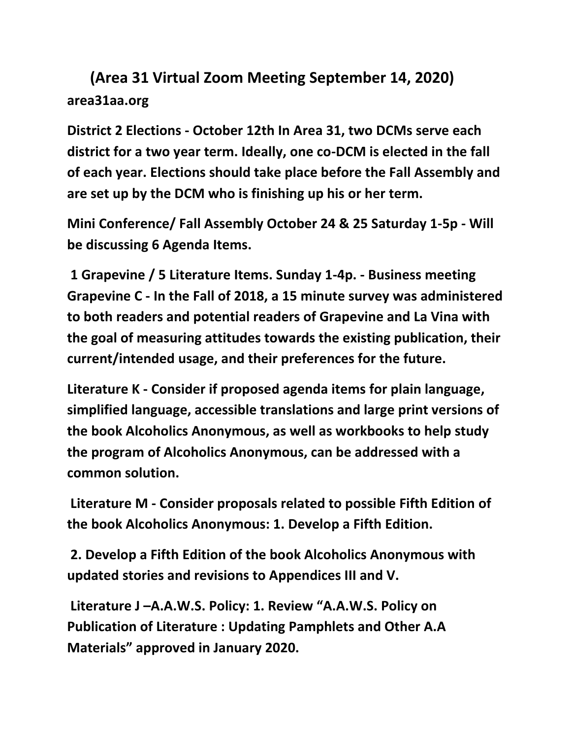## (Area 31 Virtual Zoom Meeting September 14, 2020)

**area31aa.org**

**District 2 Elections - October 12th In Area 31, two DCMs serve each district for a two year term. Ideally, one co-DCM is elected in the fall of each year. Elections should take place before the Fall Assembly and are set up by the DCM who is finishing up his or her term.**

**Mini Conference/ Fall Assembly October 24 & 25 Saturday 1-5p - Will be discussing 6 Agenda Items.**

**1 Grapevine / 5 Literature Items. Sunday 1-4p. - Business meeting Grapevine C - In the Fall of 2018, a 15 minute survey was administered to both readers and potential readers of Grapevine and La Vina with the goal of measuring attitudes towards the existing publication, their current/intended usage, and their preferences for the future.**

**Literature K - Consider if proposed agenda items for plain language, simplified language, accessible translations and large print versions of the book Alcoholics Anonymous, as well as workbooks to help study the program of Alcoholics Anonymous, can be addressed with a common solution.**

**Literature M - Consider proposals related to possible Fifth Edition of the book Alcoholics Anonymous: 1. Develop a Fifth Edition.**

**2. Develop a Fifth Edition of the book Alcoholics Anonymous with updated stories and revisions to Appendices III and V.**

**Literature J –A.A.W.S. Policy: 1. Review "A.A.W.S. Policy on Publication of Literature : Updating Pamphlets and Other A.A Materials" approved in January 2020.**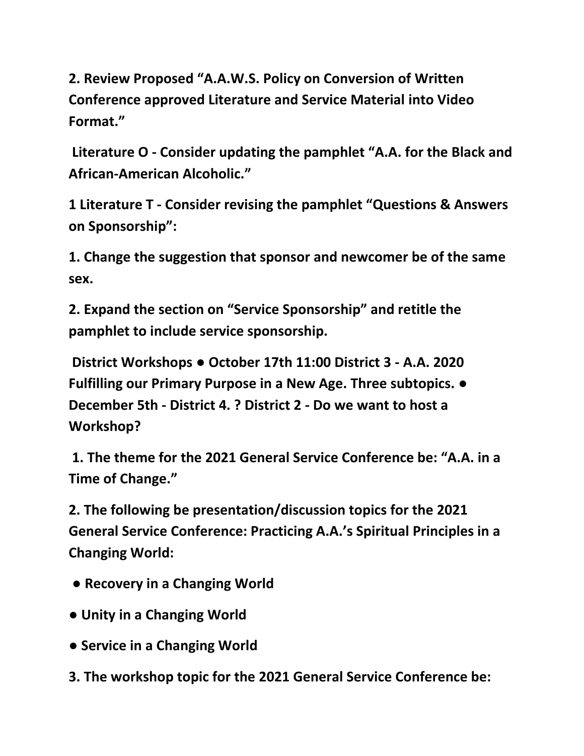**2. Review Proposed "A.A.W.S. Policy on Conversion of Written Conference approved Literature and Service Material into Video Format."**

**Literature O - Consider updating the pamphlet "A.A. for the Black and African-American Alcoholic."**

**1 Literature T - Consider revising the pamphlet "Questions & Answers on Sponsorship":**

**1. Change the suggestion that sponsor and newcomer be of the same sex.**

**2. Expand the section on "Service Sponsorship" and retitle the pamphlet to include service sponsorship.**

**District Workshops ● October 17th 11:00 District 3 - A.A. 2020 Fulfilling our Primary Purpose in a New Age. Three subtopics. ● December 5th - District 4. ? District 2 - Do we want to host a Workshop?**

**1. The theme for the 2021 General Service Conference be: "A.A. in a Time of Change."**

**2. The following be presentation/discussion topics for the 2021 General Service Conference: Practicing A.A.'s Spiritual Principles in a Changing World:**

- **Recovery in a Changing World**
- **Unity in a Changing World**
- **Service in a Changing World**

**3. The workshop topic for the 2021 General Service Conference be:**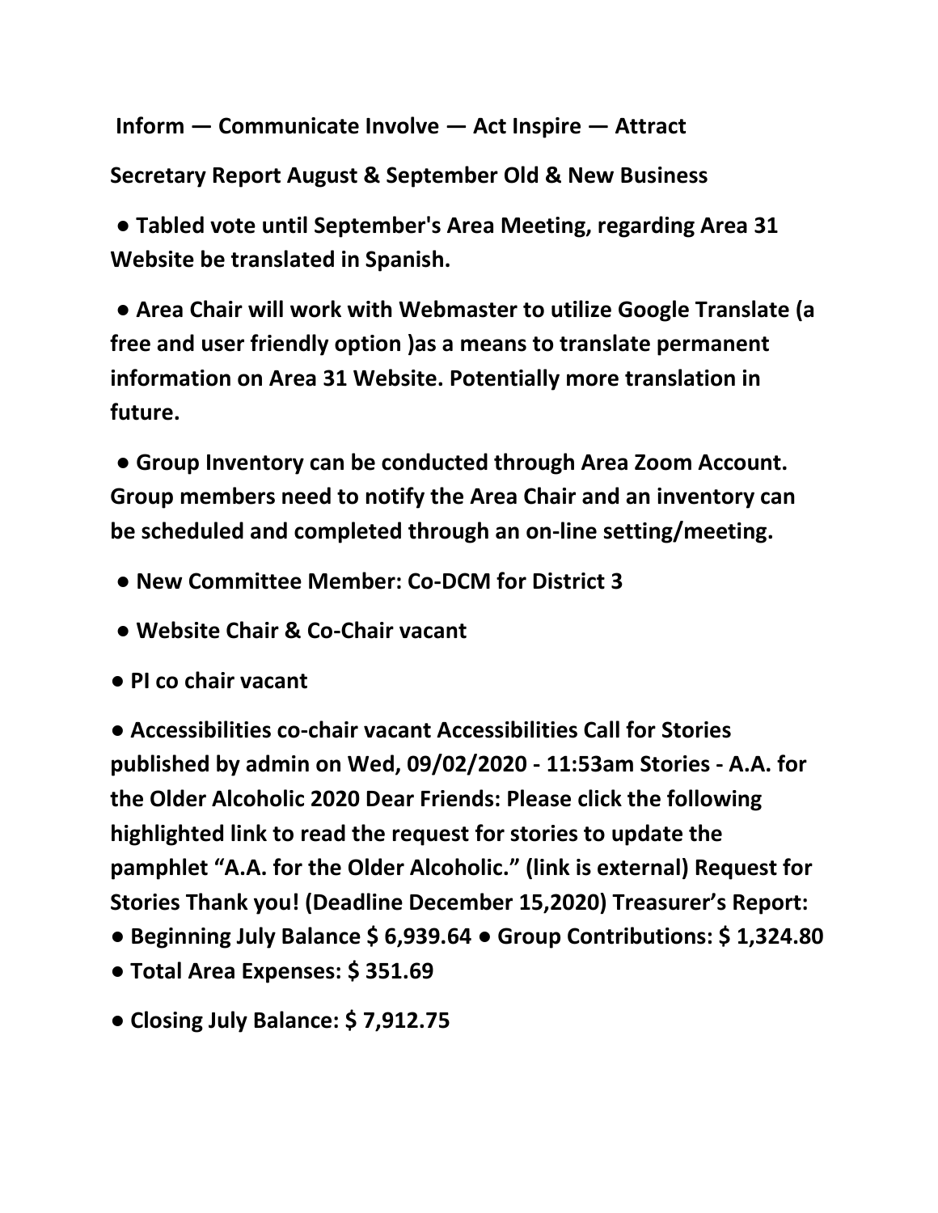**Inform — Communicate Involve — Act Inspire — Attract**

**Secretary Report August & September Old & New Business**

- **Tabled vote until September's Area Meeting, regarding Area 31 Website be translated in Spanish.**
- **Area Chair will work with Webmaster to utilize Google Translate (a free and user friendly option )as a means to translate permanent information on Area 31 Website. Potentially more translation in future.**
- **Group Inventory can be conducted through Area Zoom Account. Group members need to notify the Area Chair and an inventory can be scheduled and completed through an on-line setting/meeting.**
- **New Committee Member: Co-DCM for District 3**
- **Website Chair & Co-Chair vacant**
- **PI co chair vacant**
- **Accessibilities co-chair vacant Accessibilities Call for Stories published by admin on Wed, 09/02/2020 - 11:53am Stories - A.A. for the Older Alcoholic 2020 Dear Friends: Please click the following highlighted link to read the request for stories to update the pamphlet "A.A. for the Older Alcoholic." (link is external) Request for Stories Thank you! (Deadline December 15,2020) Treasurer's Report:**
- **Beginning July Balance $ 6,939.64** ● **Group Contributions: $ 1,324.80**
- **Total Area Expenses: $ 351.69**
- **Closing July Balance: $ 7,912.75**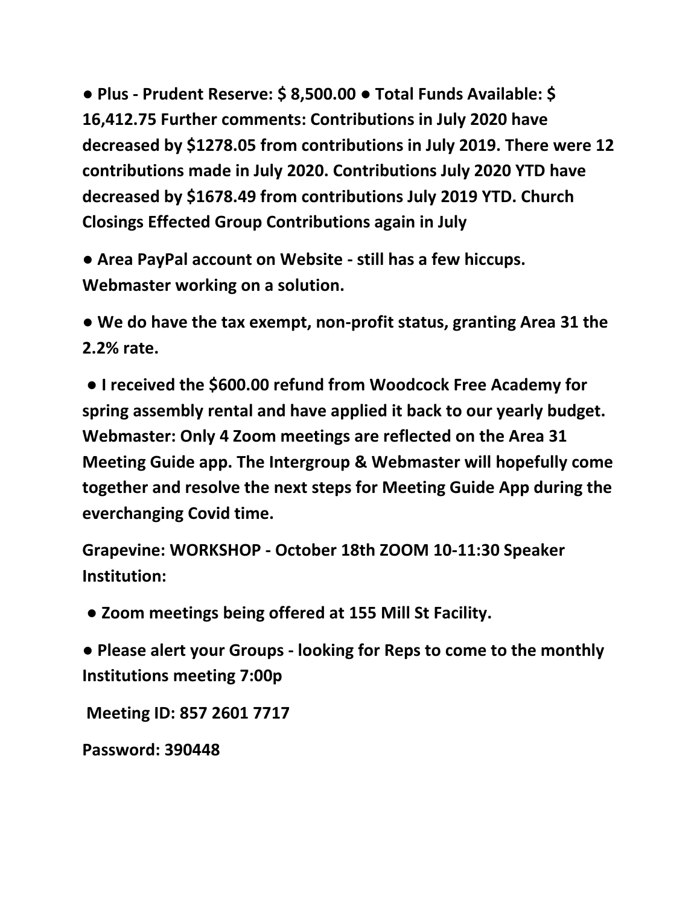**● Plus - Prudent Reserve: $ 8,500.00 ● Total Funds Available: $ 16,412.75 Further comments: Contributions in July 2020 have decreased by $1278.05 from contributions in July 2019. There were 12 contributions made in July 2020. Contributions July 2020 YTD have decreased by $1678.49 from contributions July 2019 YTD. Church Closings Effected Group Contributions again in July**

**● Area PayPal account on Website - still has a few hiccups. Webmaster working on a solution.**

**● We do have the tax exempt, non-profit status, granting Area 31 the 2.2% rate.**

**● I received the $600.00 refund from Woodcock Free Academy for spring assembly rental and have applied it back to our yearly budget. Webmaster: Only 4 Zoom meetings are reflected on the Area 31 Meeting Guide app. The Intergroup & Webmaster will hopefully come together and resolve the next steps for Meeting Guide App during the everchanging Covid time.**

**Grapevine: WORKSHOP - October 18th ZOOM 10-11:30 Speaker Institution:**

**● Zoom meetings being offered at 155 Mill St Facility.**

**● Please alert your Groups - looking for Reps to come to the monthly Institutions meeting 7:00p**

**Meeting ID: 857 2601 7717**

**Password: 390448**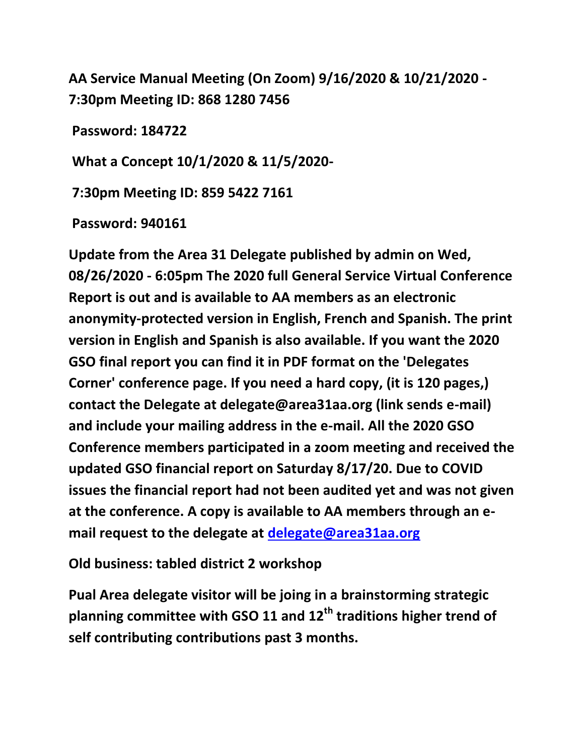**AA Service Manual Meeting (On Zoom) 9/16/2020 & 10/21/2020 - 7:30pm Meeting ID: 868 1280 7456**

**Password: 184722**

**What a Concept 10/1/2020 & 11/5/2020-**

**7:30pm Meeting ID: 859 5422 7161**

**Password: 940161**

**Update from the Area 31 Delegate published by admin on Wed, 08/26/2020 - 6:05pm The 2020 full General Service Virtual Conference Report is out and is available to AA members as an electronic anonymity-protected version in English, French and Spanish. The print version in English and Spanish is also available. If you want the 2020 GSO final report you can find it in PDF format on the 'Delegates Corner' conference page. If you need a hard copy, (it is 120 pages,) contact the Delegate at delegate@area31aa.org (link sends e-mail) and include your mailing address in the e-mail. All the 2020 GSO Conference members participated in a zoom meeting and received the updated GSO financial report on Saturday 8/17/20. Due to COVID issues the financial report had not been audited yet and was not given at the conference. A copy is available to AA members through an e-mail request to the delegate at [delegate@area31aa.org](mailto:delegate@area31aa.org)**

**Old business: tabled district 2 workshop**

**Pual Area delegate visitor will be joing in a brainstorming strategic planning committee with GSO 11 and 12th traditions higher trend of self contributing contributions past 3 months.**